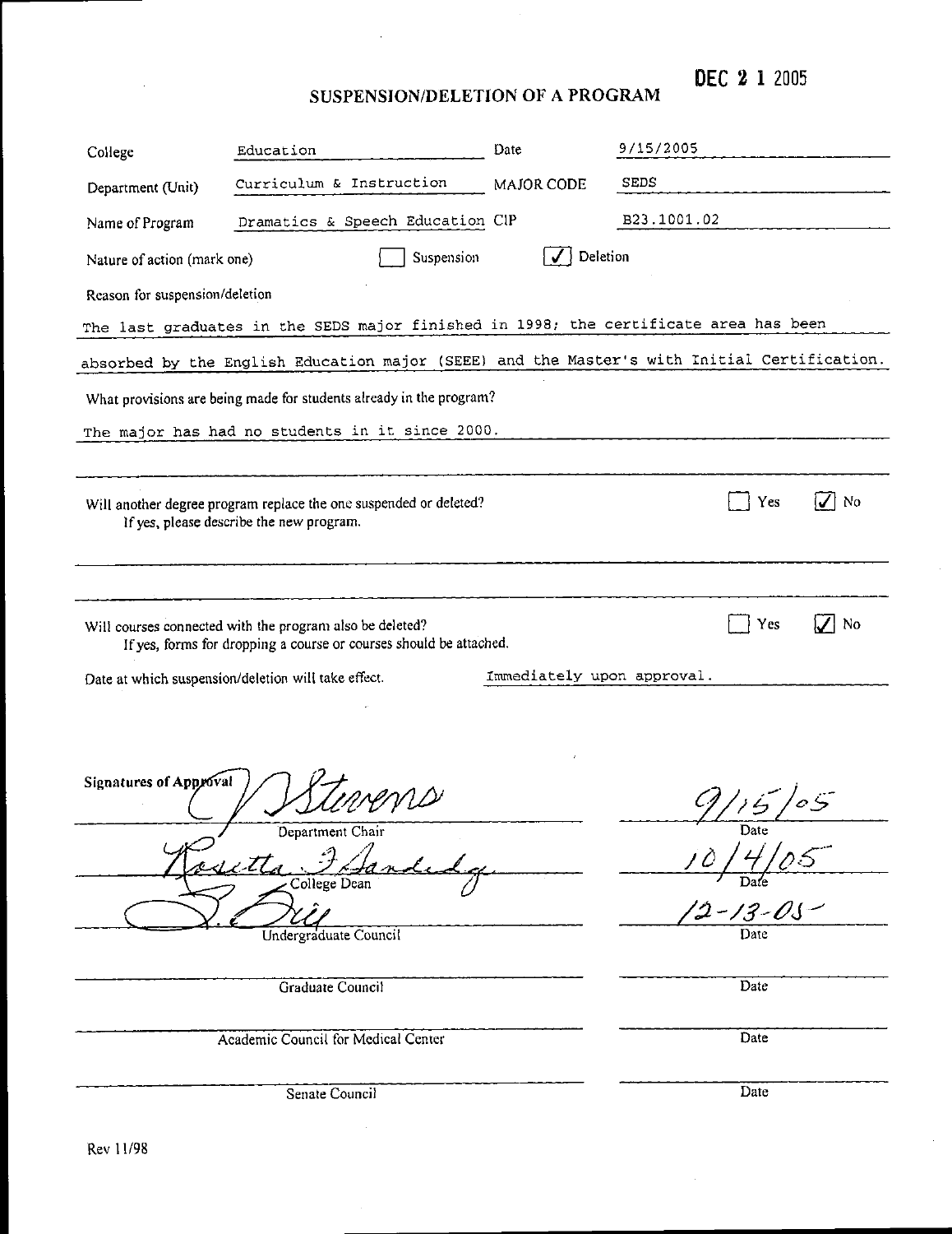DEC 2 1 2005

# SUSPENSION/DELETION OF A PROGRAM

| | | | |
|---|---|---|---|
| College | Education | Date | 9/15/2005 |
| Department (Unit) | Curriculum & Instruction | MAJOR CODE | SEDS |
| Name of Program | Dramatics & Speech Education | CIP | B23.1001.02 |

Nature of action (mark one) ☐ Suspension ☑ Deletion

Reason for suspension/deletion

The last graduates in the SEDS major finished in 1998; the certificate area has been absorbed by the English Education major (SEEE) and the Master's with Initial Certification.

What provisions are being made for students already in the program?

The major has had no students in it since 2000.

Will another degree program replace the one suspended or deleted? ☐ Yes ☑ No
If yes, please describe the new program.

Will courses connected with the program also be deleted? ☐ Yes ☑ No
If yes, forms for dropping a course or courses should be attached.

Date at which suspension/deletion will take effect. Immediately upon approval.

**Signatures of Approval**

| Signature | Date |
|---|---|
| J Stevens — Department Chair | 9/15/05 |
| Rosetta F. Sandidge — College Dean | 10/4/05 |
| S. Brill — Undergraduate Council | 12-13-05 |
| Graduate Council | Date |
| Academic Council for Medical Center | Date |
| Senate Council | Date |

Rev 11/98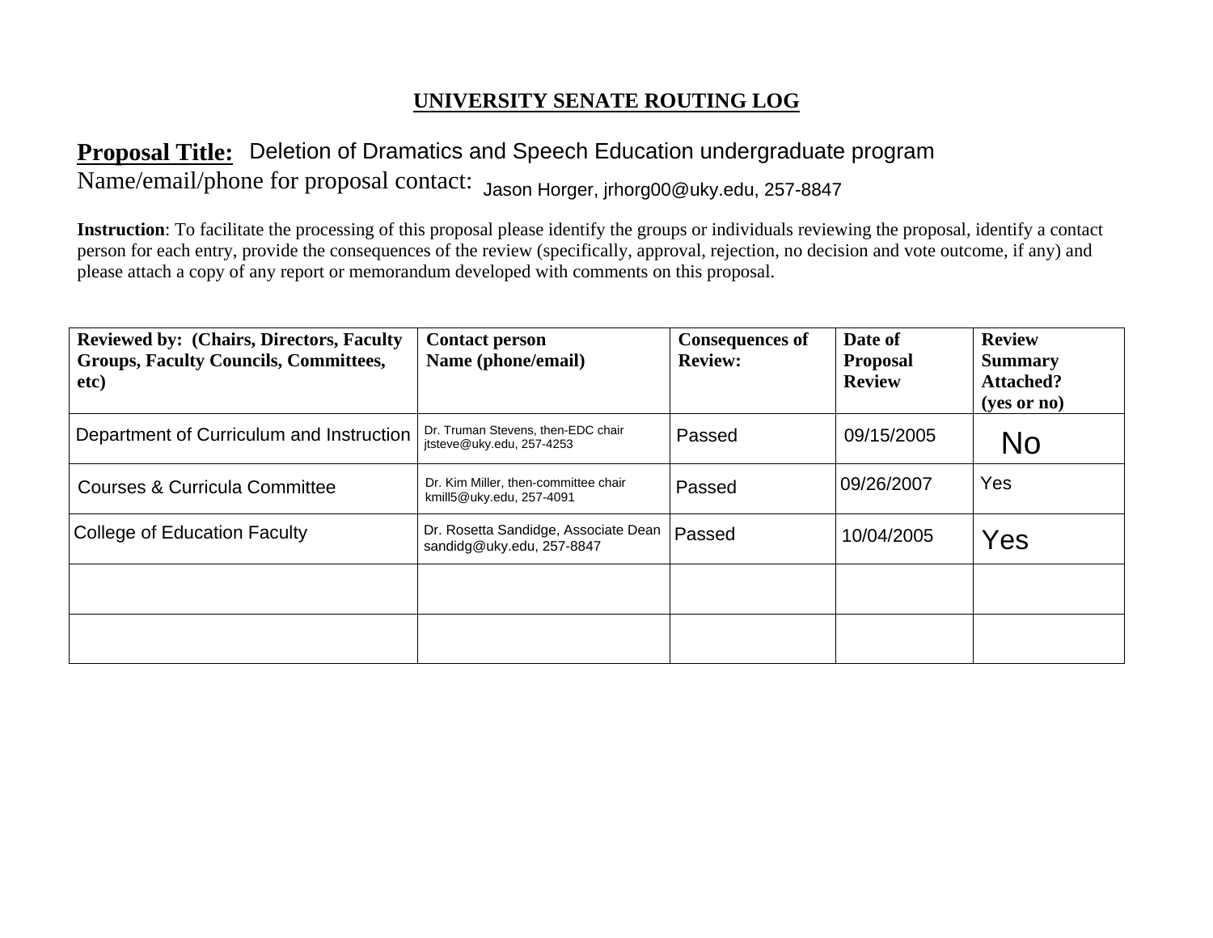## UNIVERSITY SENATE ROUTING LOG

**Proposal Title:** Deletion of Dramatics and Speech Education undergraduate program

Name/email/phone for proposal contact: Jason Horger, jrhorg00@uky.edu, 257-8847

**Instruction**: To facilitate the processing of this proposal please identify the groups or individuals reviewing the proposal, identify a contact person for each entry, provide the consequences of the review (specifically, approval, rejection, no decision and vote outcome, if any) and please attach a copy of any report or memorandum developed with comments on this proposal.

| Reviewed by: (Chairs, Directors, Faculty Groups, Faculty Councils, Committees, etc) | Contact person Name (phone/email) | Consequences of Review: | Date of Proposal Review | Review Summary Attached? (yes or no) |
|---|---|---|---|---|
| Department of Curriculum and Instruction | Dr. Truman Stevens, then-EDC chair jtsteve@uky.edu, 257-4253 | Passed | 09/15/2005 | No |
| Courses & Curricula Committee | Dr. Kim Miller, then-committee chair kmill5@uky.edu, 257-4091 | Passed | 09/26/2007 | Yes |
| College of Education Faculty | Dr. Rosetta Sandidge, Associate Dean sandidg@uky.edu, 257-8847 | Passed | 10/04/2005 | Yes |
| | | | | |
| | | | | |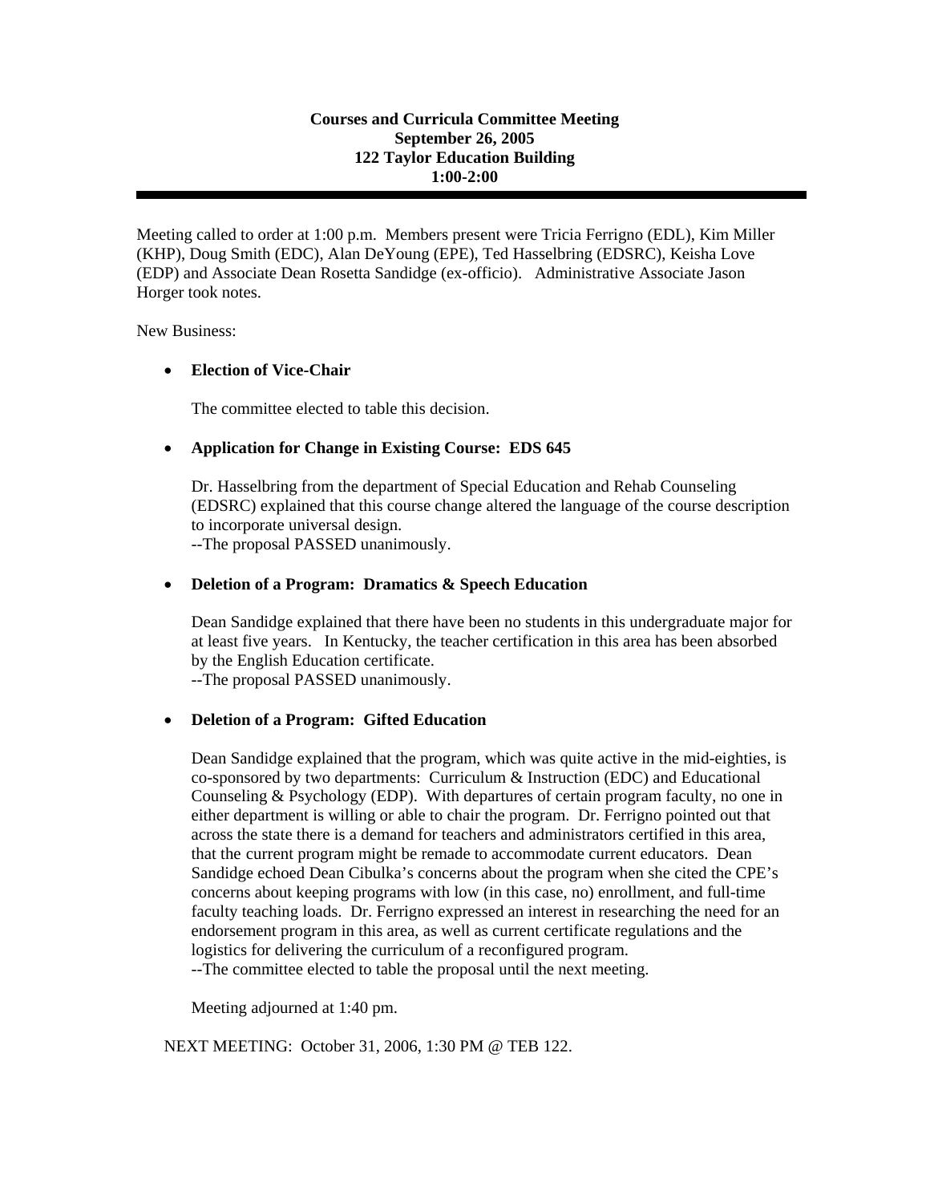**Courses and Curricula Committee Meeting**
**September 26, 2005**
**122 Taylor Education Building**
**1:00-2:00**

---

Meeting called to order at 1:00 p.m. Members present were Tricia Ferrigno (EDL), Kim Miller (KHP), Doug Smith (EDC), Alan DeYoung (EPE), Ted Hasselbring (EDSRC), Keisha Love (EDP) and Associate Dean Rosetta Sandidge (ex-officio). Administrative Associate Jason Horger took notes.

New Business:

- **Election of Vice-Chair**

  The committee elected to table this decision.

- **Application for Change in Existing Course: EDS 645**

  Dr. Hasselbring from the department of Special Education and Rehab Counseling (EDSRC) explained that this course change altered the language of the course description to incorporate universal design.
  --The proposal PASSED unanimously.

- **Deletion of a Program: Dramatics & Speech Education**

  Dean Sandidge explained that there have been no students in this undergraduate major for at least five years. In Kentucky, the teacher certification in this area has been absorbed by the English Education certificate.
  --The proposal PASSED unanimously.

- **Deletion of a Program: Gifted Education**

  Dean Sandidge explained that the program, which was quite active in the mid-eighties, is co-sponsored by two departments: Curriculum & Instruction (EDC) and Educational Counseling & Psychology (EDP). With departures of certain program faculty, no one in either department is willing or able to chair the program. Dr. Ferrigno pointed out that across the state there is a demand for teachers and administrators certified in this area, that the current program might be remade to accommodate current educators. Dean Sandidge echoed Dean Cibulka's concerns about the program when she cited the CPE's concerns about keeping programs with low (in this case, no) enrollment, and full-time faculty teaching loads. Dr. Ferrigno expressed an interest in researching the need for an endorsement program in this area, as well as current certificate regulations and the logistics for delivering the curriculum of a reconfigured program.
  --The committee elected to table the proposal until the next meeting.

  Meeting adjourned at 1:40 pm.

NEXT MEETING: October 31, 2006, 1:30 PM @ TEB 122.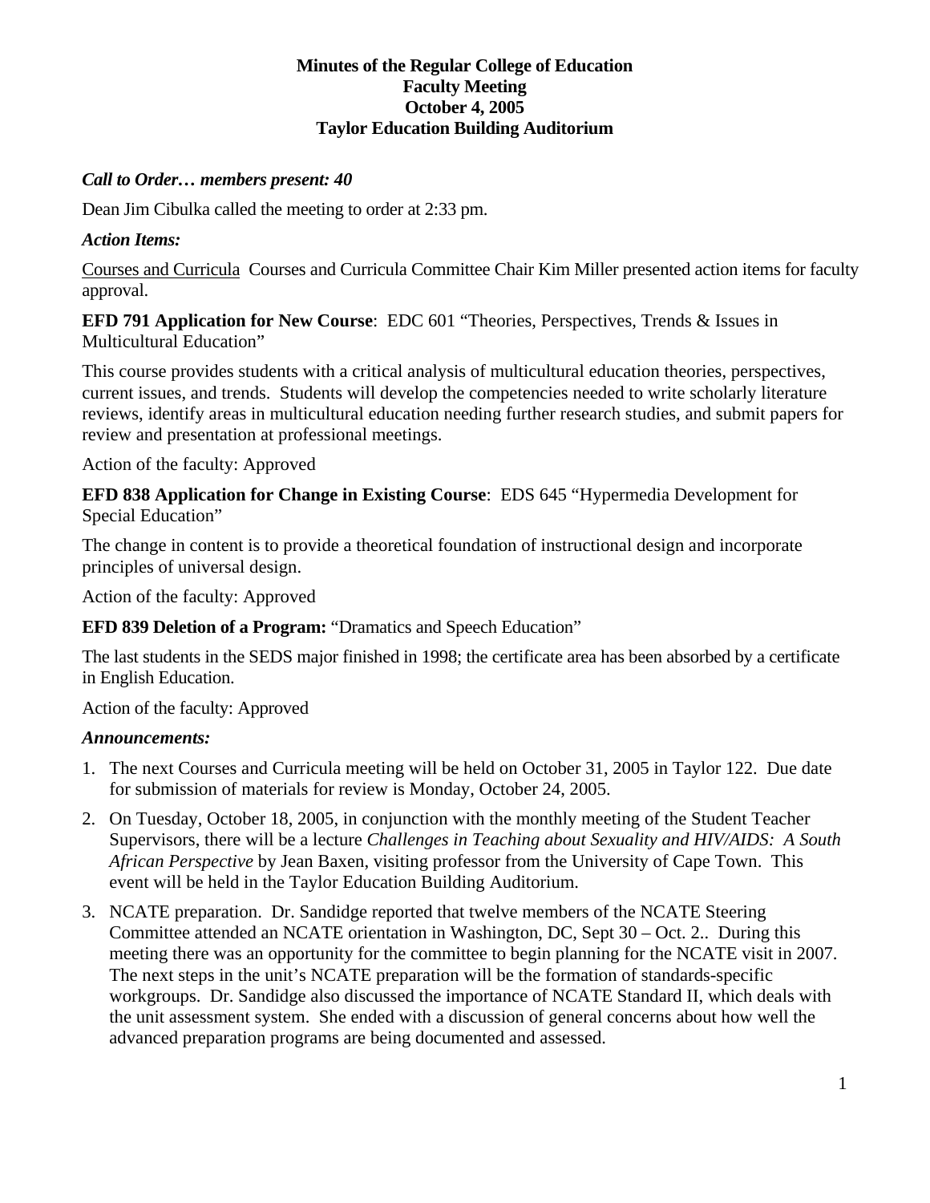**Minutes of the Regular College of Education**
**Faculty Meeting**
**October 4, 2005**
**Taylor Education Building Auditorium**

***Call to Order… members present: 40***

Dean Jim Cibulka called the meeting to order at 2:33 pm.

***Action Items:***

<u>Courses and Curricula</u> Courses and Curricula Committee Chair Kim Miller presented action items for faculty approval.

**EFD 791 Application for New Course**: EDC 601 "Theories, Perspectives, Trends & Issues in Multicultural Education"

This course provides students with a critical analysis of multicultural education theories, perspectives, current issues, and trends. Students will develop the competencies needed to write scholarly literature reviews, identify areas in multicultural education needing further research studies, and submit papers for review and presentation at professional meetings.

Action of the faculty: Approved

**EFD 838 Application for Change in Existing Course**: EDS 645 "Hypermedia Development for Special Education"

The change in content is to provide a theoretical foundation of instructional design and incorporate principles of universal design.

Action of the faculty: Approved

**EFD 839 Deletion of a Program:** "Dramatics and Speech Education"

The last students in the SEDS major finished in 1998; the certificate area has been absorbed by a certificate in English Education.

Action of the faculty: Approved

***Announcements:***

1. The next Courses and Curricula meeting will be held on October 31, 2005 in Taylor 122. Due date for submission of materials for review is Monday, October 24, 2005.
2. On Tuesday, October 18, 2005, in conjunction with the monthly meeting of the Student Teacher Supervisors, there will be a lecture *Challenges in Teaching about Sexuality and HIV/AIDS: A South African Perspective* by Jean Baxen, visiting professor from the University of Cape Town. This event will be held in the Taylor Education Building Auditorium.
3. NCATE preparation. Dr. Sandidge reported that twelve members of the NCATE Steering Committee attended an NCATE orientation in Washington, DC, Sept 30 – Oct. 2.. During this meeting there was an opportunity for the committee to begin planning for the NCATE visit in 2007. The next steps in the unit's NCATE preparation will be the formation of standards-specific workgroups. Dr. Sandidge also discussed the importance of NCATE Standard II, which deals with the unit assessment system. She ended with a discussion of general concerns about how well the advanced preparation programs are being documented and assessed.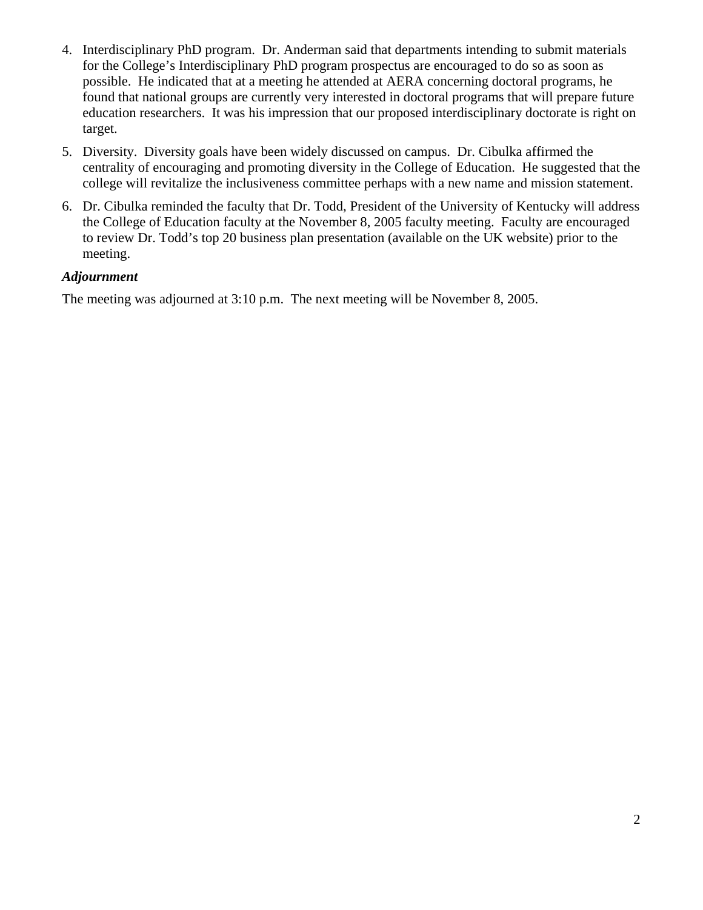4. Interdisciplinary PhD program. Dr. Anderman said that departments intending to submit materials for the College's Interdisciplinary PhD program prospectus are encouraged to do so as soon as possible. He indicated that at a meeting he attended at AERA concerning doctoral programs, he found that national groups are currently very interested in doctoral programs that will prepare future education researchers. It was his impression that our proposed interdisciplinary doctorate is right on target.
5. Diversity. Diversity goals have been widely discussed on campus. Dr. Cibulka affirmed the centrality of encouraging and promoting diversity in the College of Education. He suggested that the college will revitalize the inclusiveness committee perhaps with a new name and mission statement.
6. Dr. Cibulka reminded the faculty that Dr. Todd, President of the University of Kentucky will address the College of Education faculty at the November 8, 2005 faculty meeting. Faculty are encouraged to review Dr. Todd's top 20 business plan presentation (available on the UK website) prior to the meeting.

***Adjournment***

The meeting was adjourned at 3:10 p.m. The next meeting will be November 8, 2005.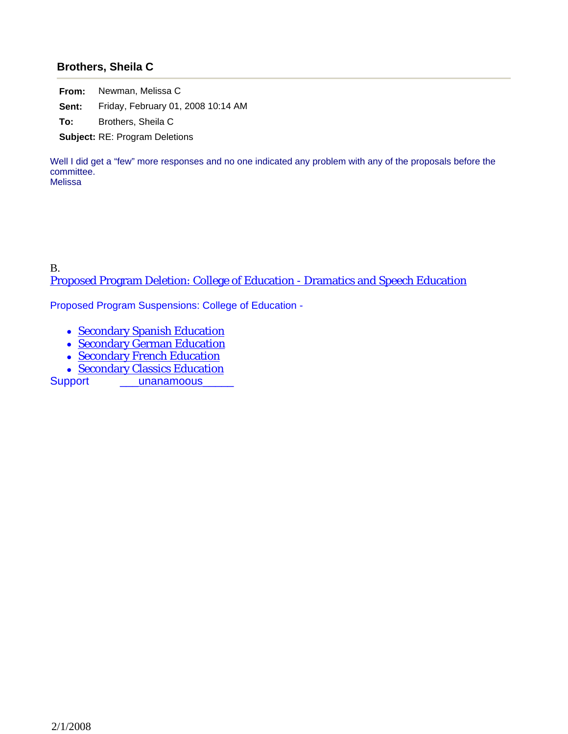## Brothers, Sheila C

**From:** Newman, Melissa C

**Sent:** Friday, February 01, 2008 10:14 AM

**To:** Brothers, Sheila C

**Subject:** RE: Program Deletions

Well I did get a "few" more responses and no one indicated any problem with any of the proposals before the committee.
Melissa

B.
Proposed Program Deletion: College of Education - Dramatics and Speech Education

Proposed Program Suspensions: College of Education -

- Secondary Spanish Education
- Secondary German Education
- Secondary French Education
- Secondary Classics Education

Support ___unanamoous_____

2/1/2008